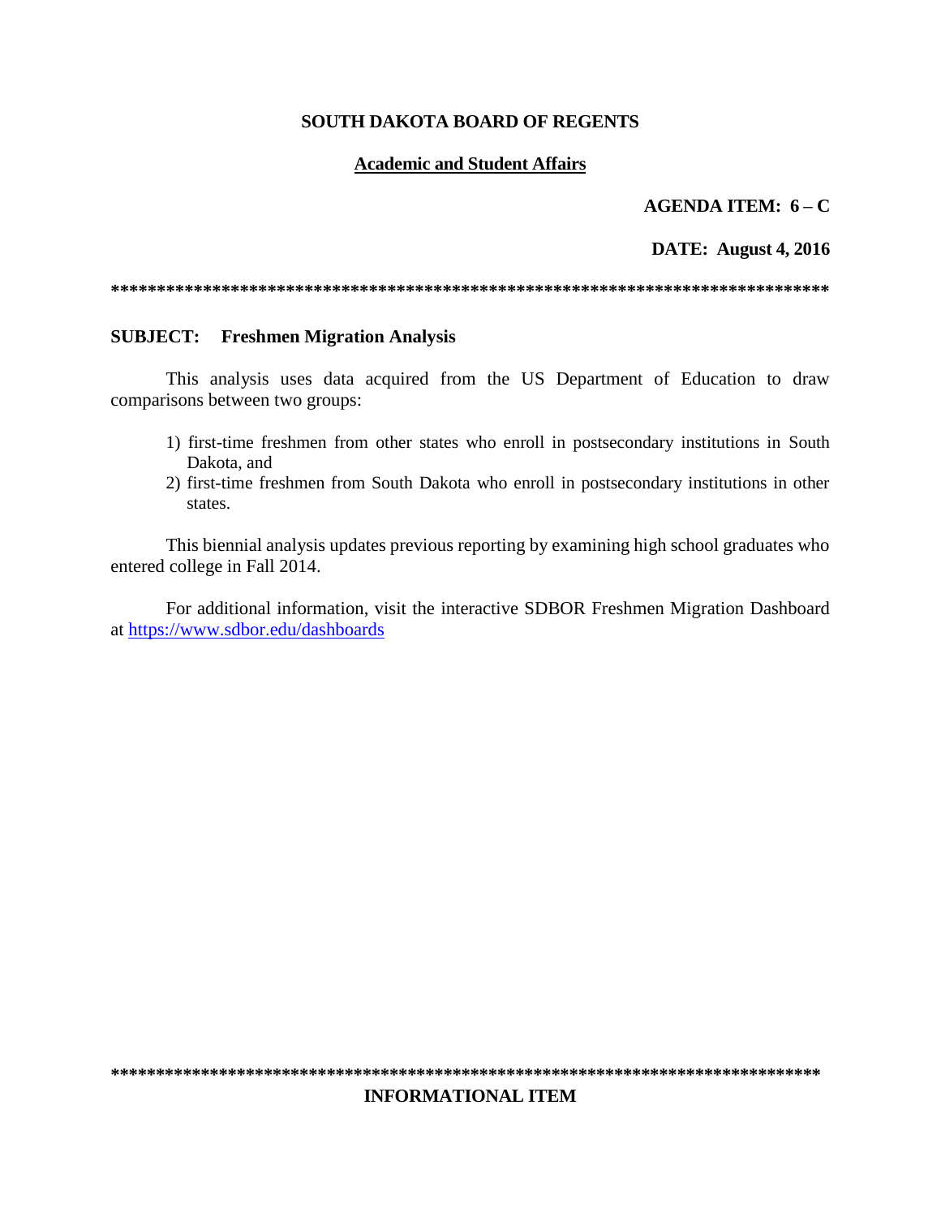**SOUTH DAKOTA BOARD OF REGENTS**

**Academic and Student Affairs**

**AGENDA ITEM: 6 – C**

**DATE: August 4, 2016**

******************************************************************************

**SUBJECT: Freshmen Migration Analysis**

This analysis uses data acquired from the US Department of Education to draw comparisons between two groups:

1) first-time freshmen from other states who enroll in postsecondary institutions in South Dakota, and
2) first-time freshmen from South Dakota who enroll in postsecondary institutions in other states.

This biennial analysis updates previous reporting by examining high school graduates who entered college in Fall 2014.

For additional information, visit the interactive SDBOR Freshmen Migration Dashboard at https://www.sdbor.edu/dashboards

******************************************************************************

**INFORMATIONAL ITEM**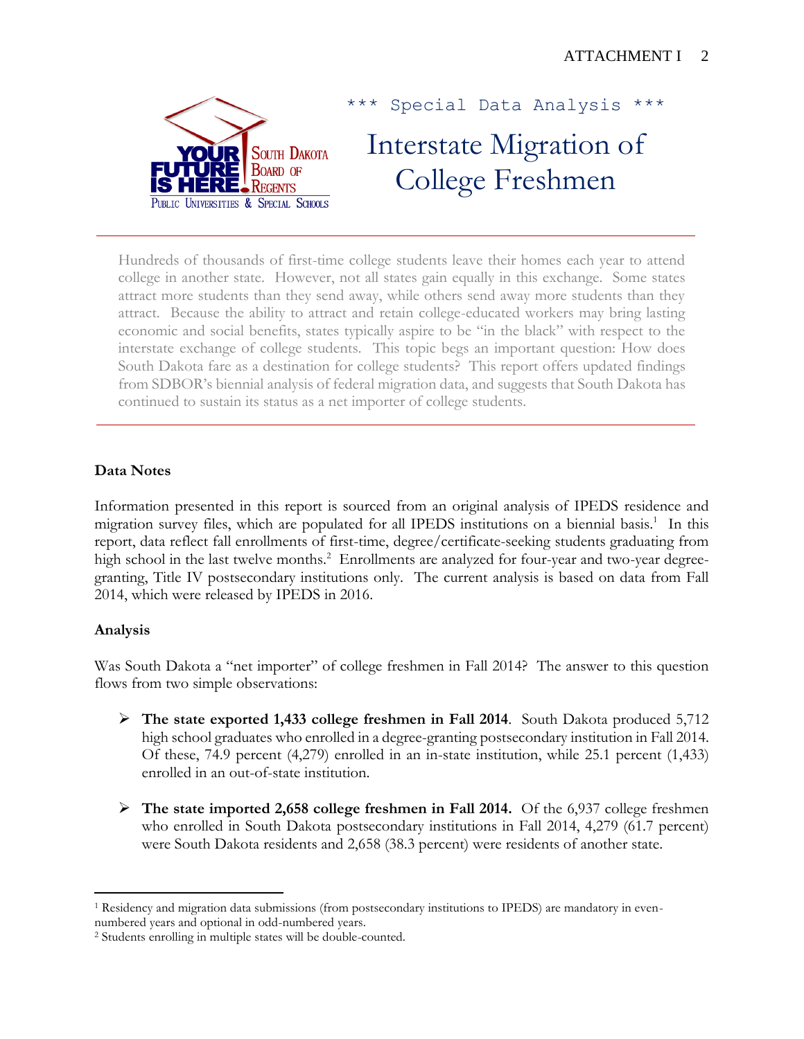*** Special Data Analysis ***

# Interstate Migration of College Freshmen

Hundreds of thousands of first-time college students leave their homes each year to attend college in another state. However, not all states gain equally in this exchange. Some states attract more students than they send away, while others send away more students than they attract. Because the ability to attract and retain college-educated workers may bring lasting economic and social benefits, states typically aspire to be "in the black" with respect to the interstate exchange of college students. This topic begs an important question: How does South Dakota fare as a destination for college students? This report offers updated findings from SDBOR's biennial analysis of federal migration data, and suggests that South Dakota has continued to sustain its status as a net importer of college students.

## Data Notes

Information presented in this report is sourced from an original analysis of IPEDS residence and migration survey files, which are populated for all IPEDS institutions on a biennial basis.[1] In this report, data reflect fall enrollments of first-time, degree/certificate-seeking students graduating from high school in the last twelve months.[2] Enrollments are analyzed for four-year and two-year degree-granting, Title IV postsecondary institutions only. The current analysis is based on data from Fall 2014, which were released by IPEDS in 2016.

## Analysis

Was South Dakota a "net importer" of college freshmen in Fall 2014? The answer to this question flows from two simple observations:

- **The state exported 1,433 college freshmen in Fall 2014**. South Dakota produced 5,712 high school graduates who enrolled in a degree-granting postsecondary institution in Fall 2014. Of these, 74.9 percent (4,279) enrolled in an in-state institution, while 25.1 percent (1,433) enrolled in an out-of-state institution.

- **The state imported 2,658 college freshmen in Fall 2014.** Of the 6,937 college freshmen who enrolled in South Dakota postsecondary institutions in Fall 2014, 4,279 (61.7 percent) were South Dakota residents and 2,658 (38.3 percent) were residents of another state.

---

[1] Residency and migration data submissions (from postsecondary institutions to IPEDS) are mandatory in even-numbered years and optional in odd-numbered years.

[2] Students enrolling in multiple states will be double-counted.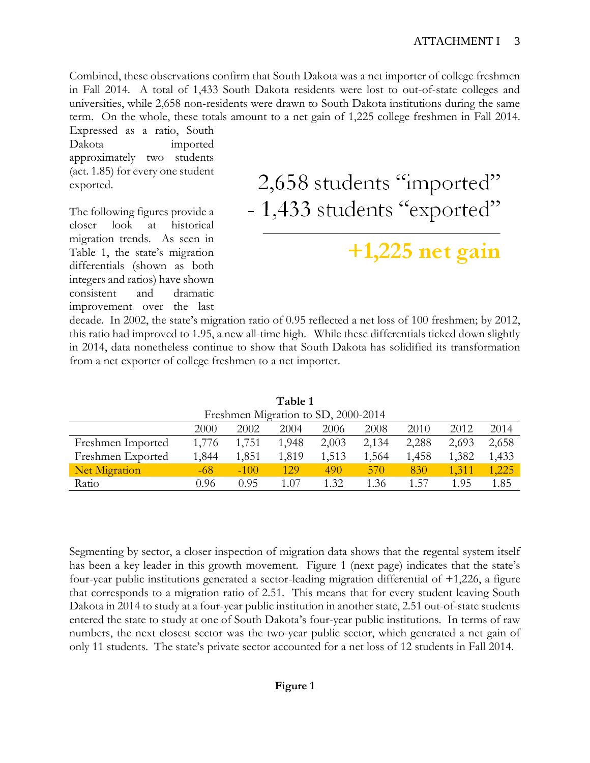Combined, these observations confirm that South Dakota was a net importer of college freshmen in Fall 2014. A total of 1,433 South Dakota residents were lost to out-of-state colleges and universities, while 2,658 non-residents were drawn to South Dakota institutions during the same term. On the whole, these totals amount to a net gain of 1,225 college freshmen in Fall 2014. Expressed as a ratio, South Dakota imported approximately two students (act. 1.85) for every one student exported.

2,658 students "imported"
\- 1,433 students "exported"

**+1,225 net gain**

The following figures provide a closer look at historical migration trends. As seen in Table 1, the state's migration differentials (shown as both integers and ratios) have shown consistent and dramatic improvement over the last decade. In 2002, the state's migration ratio of 0.95 reflected a net loss of 100 freshmen; by 2012, this ratio had improved to 1.95, a new all-time high. While these differentials ticked down slightly in 2014, data nonetheless continue to show that South Dakota has solidified its transformation from a net exporter of college freshmen to a net importer.

**Table 1**

Freshmen Migration to SD, 2000-2014

| | 2000 | 2002 | 2004 | 2006 | 2008 | 2010 | 2012 | 2014 |
|---|---|---|---|---|---|---|---|---|
| Freshmen Imported | 1,776 | 1,751 | 1,948 | 2,003 | 2,134 | 2,288 | 2,693 | 2,658 |
| Freshmen Exported | 1,844 | 1,851 | 1,819 | 1,513 | 1,564 | 1,458 | 1,382 | 1,433 |
| Net Migration | -68 | -100 | 129 | 490 | 570 | 830 | 1,311 | 1,225 |
| Ratio | 0.96 | 0.95 | 1.07 | 1.32 | 1.36 | 1.57 | 1.95 | 1.85 |

Segmenting by sector, a closer inspection of migration data shows that the regental system itself has been a key leader in this growth movement. Figure 1 (next page) indicates that the state's four-year public institutions generated a sector-leading migration differential of +1,226, a figure that corresponds to a migration ratio of 2.51. This means that for every student leaving South Dakota in 2014 to study at a four-year public institution in another state, 2.51 out-of-state students entered the state to study at one of South Dakota's four-year public institutions. In terms of raw numbers, the next closest sector was the two-year public sector, which generated a net gain of only 11 students. The state's private sector accounted for a net loss of 12 students in Fall 2014.

**Figure 1**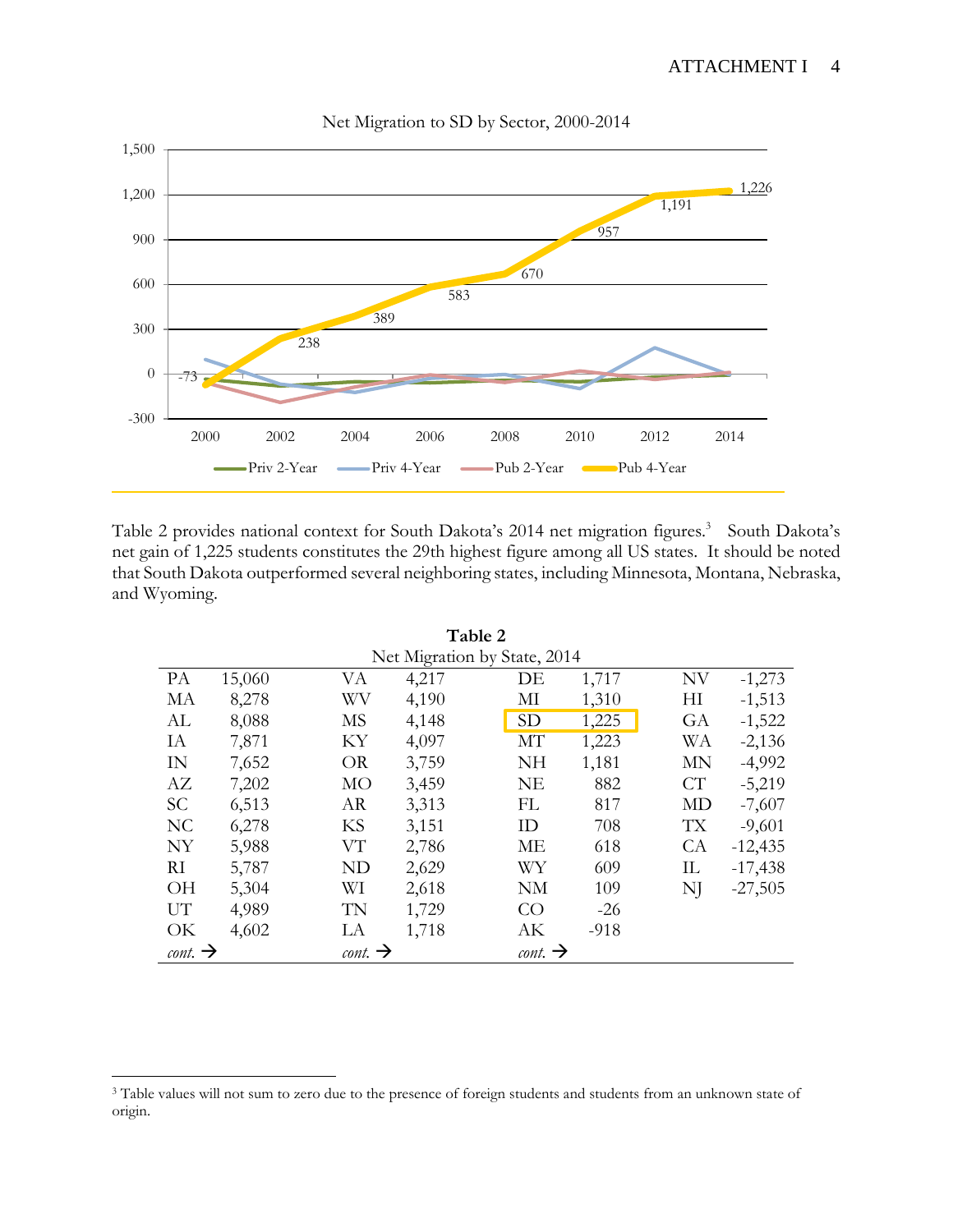Net Migration to SD by Sector, 2000-2014

Table 2 provides national context for South Dakota's 2014 net migration figures.[3] South Dakota's net gain of 1,225 students constitutes the 29th highest figure among all US states. It should be noted that South Dakota outperformed several neighboring states, including Minnesota, Montana, Nebraska, and Wyoming.

**Table 2**

Net Migration by State, 2014

| | | | | | | | |
|---|---|---|---|---|---|---|---|
| PA | 15,060 | VA | 4,217 | DE | 1,717 | NV | -1,273 |
| MA | 8,278 | WV | 4,190 | MI | 1,310 | HI | -1,513 |
| AL | 8,088 | MS | 4,148 | SD | 1,225 | GA | -1,522 |
| IA | 7,871 | KY | 4,097 | MT | 1,223 | WA | -2,136 |
| IN | 7,652 | OR | 3,759 | NH | 1,181 | MN | -4,992 |
| AZ | 7,202 | MO | 3,459 | NE | 882 | CT | -5,219 |
| SC | 6,513 | AR | 3,313 | FL | 817 | MD | -7,607 |
| NC | 6,278 | KS | 3,151 | ID | 708 | TX | -9,601 |
| NY | 5,988 | VT | 2,786 | ME | 618 | CA | -12,435 |
| RI | 5,787 | ND | 2,629 | WY | 609 | IL | -17,438 |
| OH | 5,304 | WI | 2,618 | NM | 109 | NJ | -27,505 |
| UT | 4,989 | TN | 1,729 | CO | -26 | | |
| OK | 4,602 | LA | 1,718 | AK | -918 | | |
| *cont.* → | | *cont.* → | | *cont.* → | | | |

[3] Table values will not sum to zero due to the presence of foreign students and students from an unknown state of origin.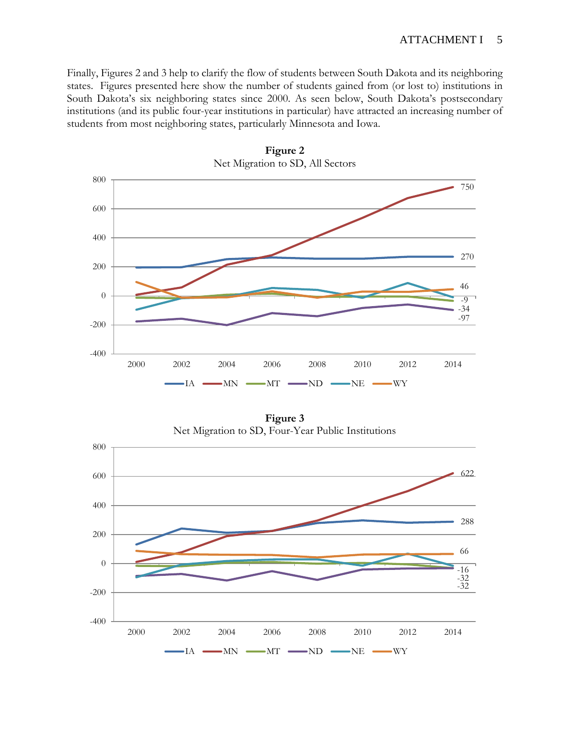Finally, Figures 2 and 3 help to clarify the flow of students between South Dakota and its neighboring states. Figures presented here show the number of students gained from (or lost to) institutions in South Dakota's six neighboring states since 2000. As seen below, South Dakota's postsecondary institutions (and its public four-year institutions in particular) have attracted an increasing number of students from most neighboring states, particularly Minnesota and Iowa.

**Figure 2**
Net Migration to SD, All Sectors

800
600
400
200
0
-200
-400

2000 2002 2004 2006 2008 2010 2012 2014

750
270
46
-9
-34
-97

IA MN MT ND NE WY

**Figure 3**
Net Migration to SD, Four-Year Public Institutions

800
600
400
200
0
-200
-400

2000 2002 2004 2006 2008 2010 2012 2014

622
288
66
-16
-32
-32

IA MN MT ND NE WY